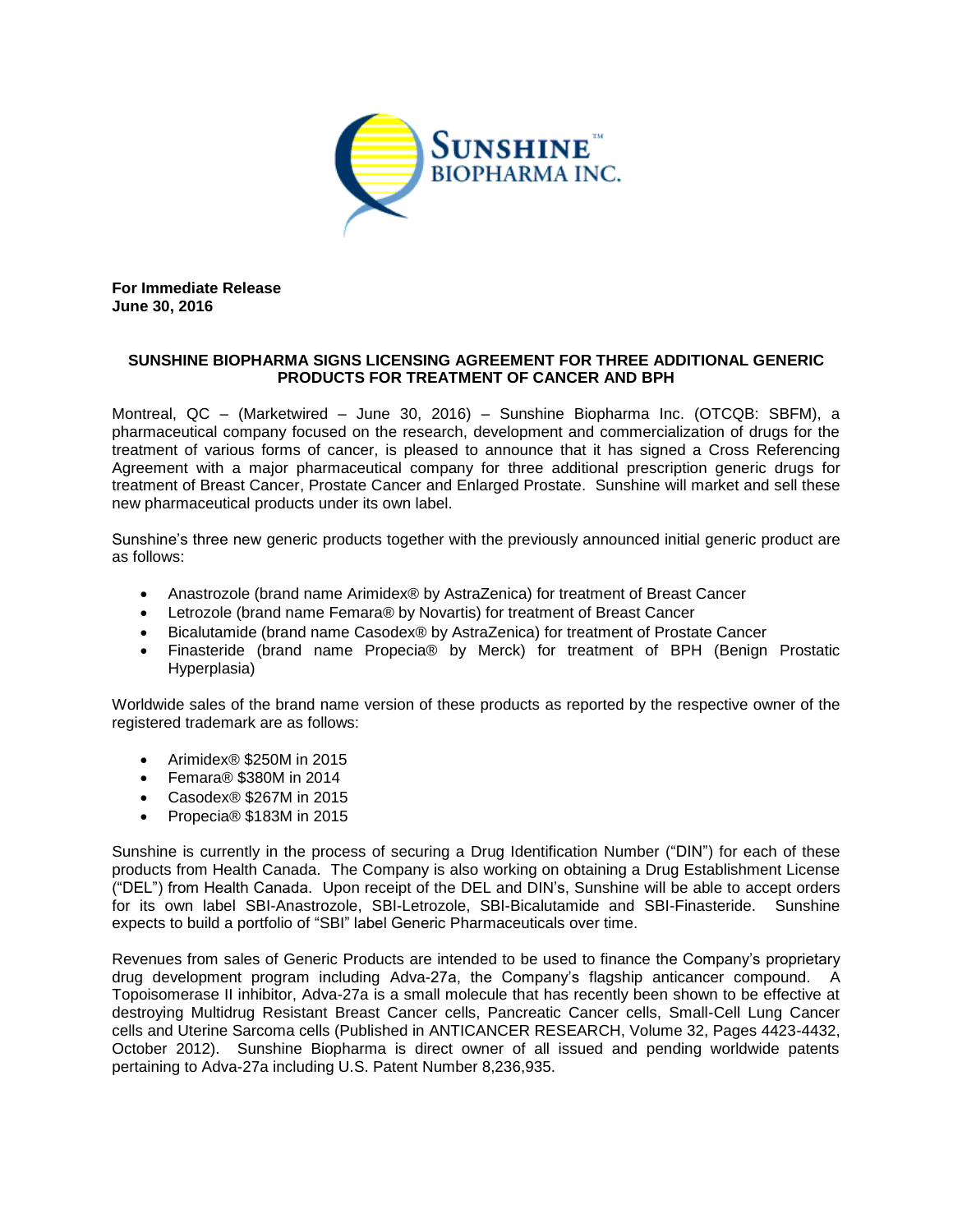**For Immediate Release**
**June 30, 2016**

## SUNSHINE BIOPHARMA SIGNS LICENSING AGREEMENT FOR THREE ADDITIONAL GENERIC PRODUCTS FOR TREATMENT OF CANCER AND BPH

Montreal, QC – (Marketwired – June 30, 2016) – Sunshine Biopharma Inc. (OTCQB: SBFM), a pharmaceutical company focused on the research, development and commercialization of drugs for the treatment of various forms of cancer, is pleased to announce that it has signed a Cross Referencing Agreement with a major pharmaceutical company for three additional prescription generic drugs for treatment of Breast Cancer, Prostate Cancer and Enlarged Prostate. Sunshine will market and sell these new pharmaceutical products under its own label.

Sunshine's three new generic products together with the previously announced initial generic product are as follows:

- Anastrozole (brand name Arimidex® by AstraZenica) for treatment of Breast Cancer
- Letrozole (brand name Femara® by Novartis) for treatment of Breast Cancer
- Bicalutamide (brand name Casodex® by AstraZenica) for treatment of Prostate Cancer
- Finasteride (brand name Propecia® by Merck) for treatment of BPH (Benign Prostatic Hyperplasia)

Worldwide sales of the brand name version of these products as reported by the respective owner of the registered trademark are as follows:

- Arimidex® $250M in 2015
- Femara® $380M in 2014
- Casodex® $267M in 2015
- Propecia® $183M in 2015

Sunshine is currently in the process of securing a Drug Identification Number ("DIN") for each of these products from Health Canada. The Company is also working on obtaining a Drug Establishment License ("DEL") from Health Canada. Upon receipt of the DEL and DIN's, Sunshine will be able to accept orders for its own label SBI-Anastrozole, SBI-Letrozole, SBI-Bicalutamide and SBI-Finasteride. Sunshine expects to build a portfolio of "SBI" label Generic Pharmaceuticals over time.

Revenues from sales of Generic Products are intended to be used to finance the Company's proprietary drug development program including Adva-27a, the Company's flagship anticancer compound. A Topoisomerase II inhibitor, Adva-27a is a small molecule that has recently been shown to be effective at destroying Multidrug Resistant Breast Cancer cells, Pancreatic Cancer cells, Small-Cell Lung Cancer cells and Uterine Sarcoma cells (Published in ANTICANCER RESEARCH, Volume 32, Pages 4423-4432, October 2012). Sunshine Biopharma is direct owner of all issued and pending worldwide patents pertaining to Adva-27a including U.S. Patent Number 8,236,935.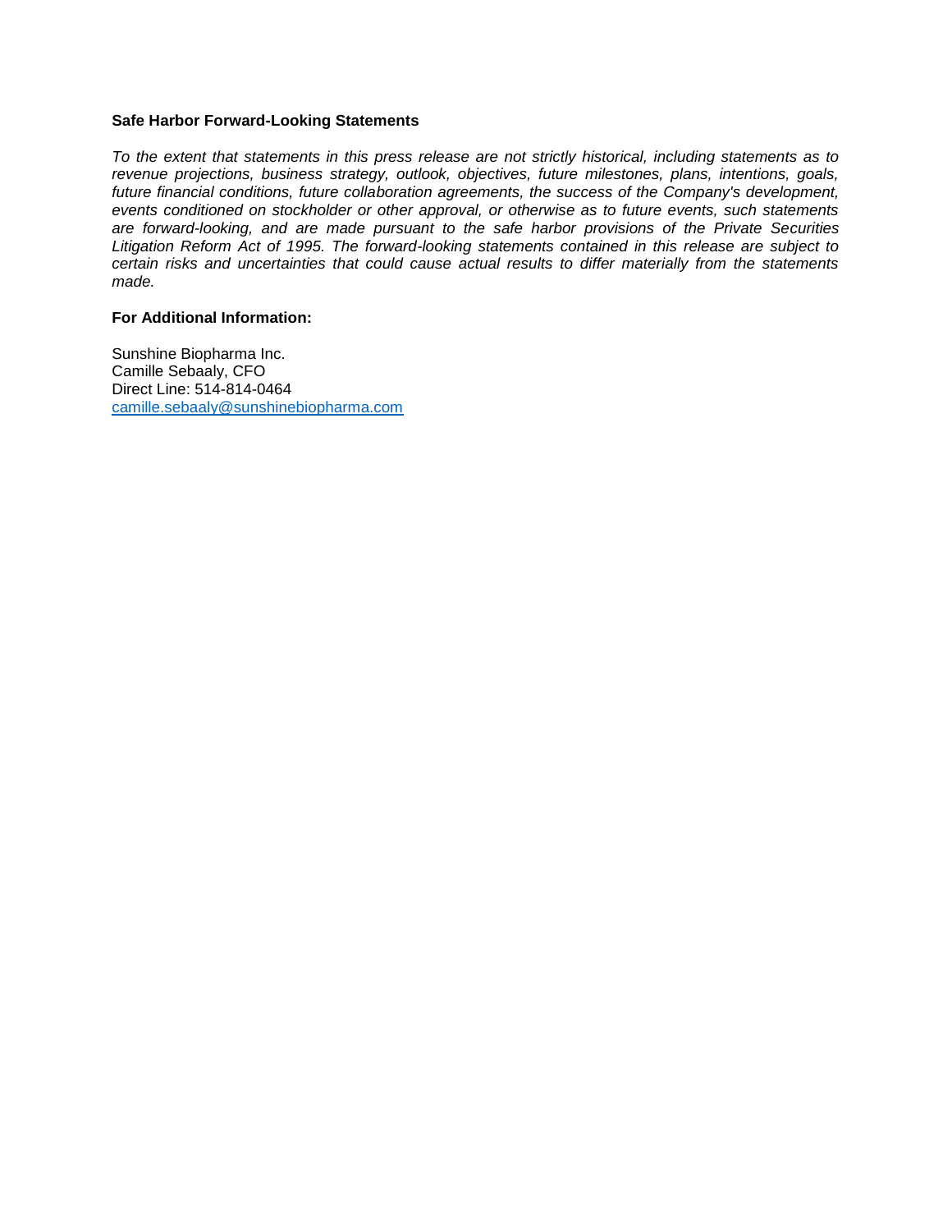**Safe Harbor Forward-Looking Statements**

*To the extent that statements in this press release are not strictly historical, including statements as to revenue projections, business strategy, outlook, objectives, future milestones, plans, intentions, goals, future financial conditions, future collaboration agreements, the success of the Company's development, events conditioned on stockholder or other approval, or otherwise as to future events, such statements are forward-looking, and are made pursuant to the safe harbor provisions of the Private Securities Litigation Reform Act of 1995. The forward-looking statements contained in this release are subject to certain risks and uncertainties that could cause actual results to differ materially from the statements made.*

**For Additional Information:**

Sunshine Biopharma Inc.
Camille Sebaaly, CFO
Direct Line: 514-814-0464
camille.sebaaly@sunshinebiopharma.com